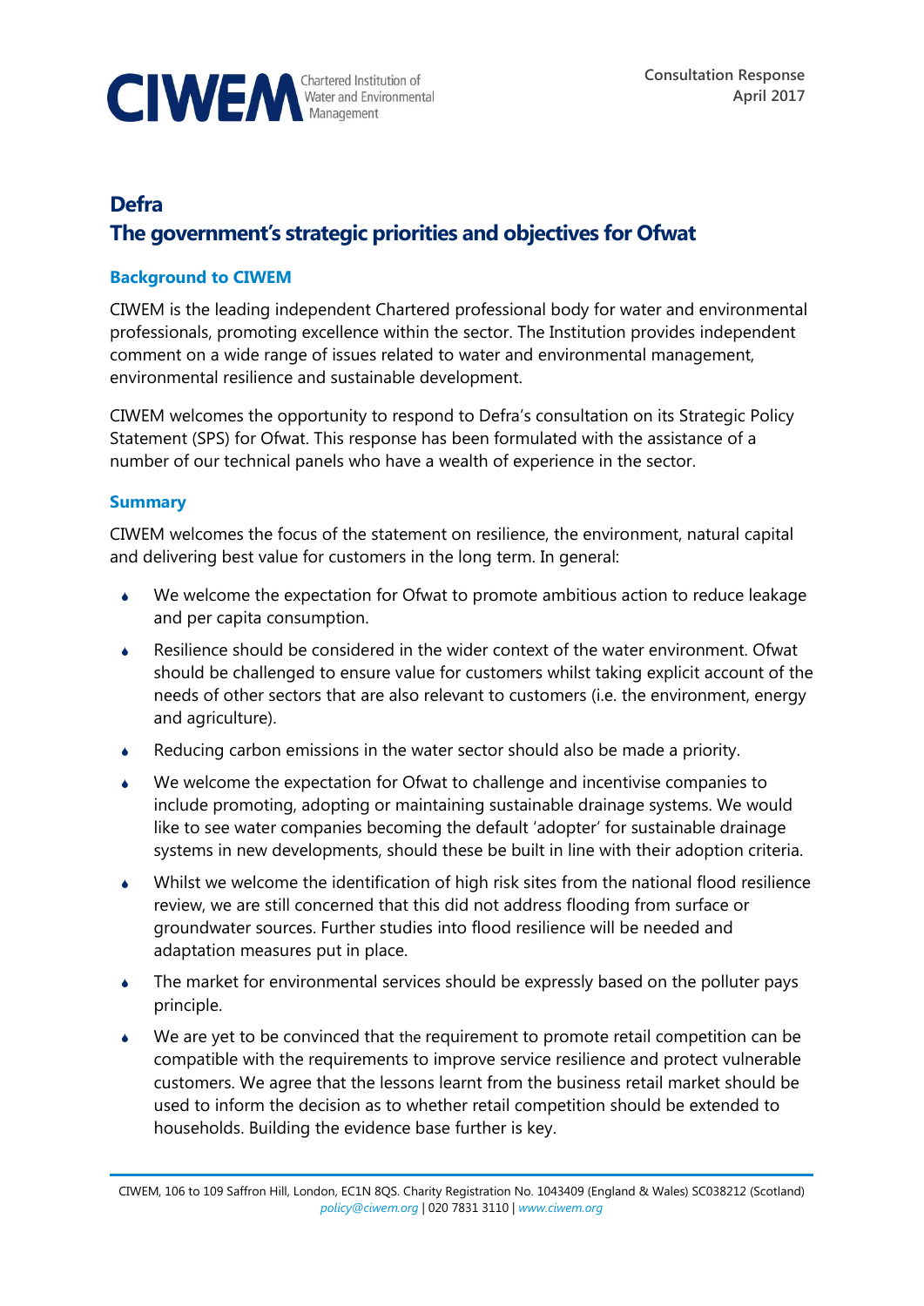CIWEM Chartered Institution of Water and Environmental Management

Consultation Response
April 2017

# Defra
# The government's strategic priorities and objectives for Ofwat

## Background to CIWEM

CIWEM is the leading independent Chartered professional body for water and environmental professionals, promoting excellence within the sector. The Institution provides independent comment on a wide range of issues related to water and environmental management, environmental resilience and sustainable development.

CIWEM welcomes the opportunity to respond to Defra's consultation on its Strategic Policy Statement (SPS) for Ofwat. This response has been formulated with the assistance of a number of our technical panels who have a wealth of experience in the sector.

## Summary

CIWEM welcomes the focus of the statement on resilience, the environment, natural capital and delivering best value for customers in the long term. In general:

- We welcome the expectation for Ofwat to promote ambitious action to reduce leakage and per capita consumption.
- Resilience should be considered in the wider context of the water environment. Ofwat should be challenged to ensure value for customers whilst taking explicit account of the needs of other sectors that are also relevant to customers (i.e. the environment, energy and agriculture).
- Reducing carbon emissions in the water sector should also be made a priority.
- We welcome the expectation for Ofwat to challenge and incentivise companies to include promoting, adopting or maintaining sustainable drainage systems. We would like to see water companies becoming the default 'adopter' for sustainable drainage systems in new developments, should these be built in line with their adoption criteria.
- Whilst we welcome the identification of high risk sites from the national flood resilience review, we are still concerned that this did not address flooding from surface or groundwater sources. Further studies into flood resilience will be needed and adaptation measures put in place.
- The market for environmental services should be expressly based on the polluter pays principle.
- We are yet to be convinced that the requirement to promote retail competition can be compatible with the requirements to improve service resilience and protect vulnerable customers. We agree that the lessons learnt from the business retail market should be used to inform the decision as to whether retail competition should be extended to households. Building the evidence base further is key.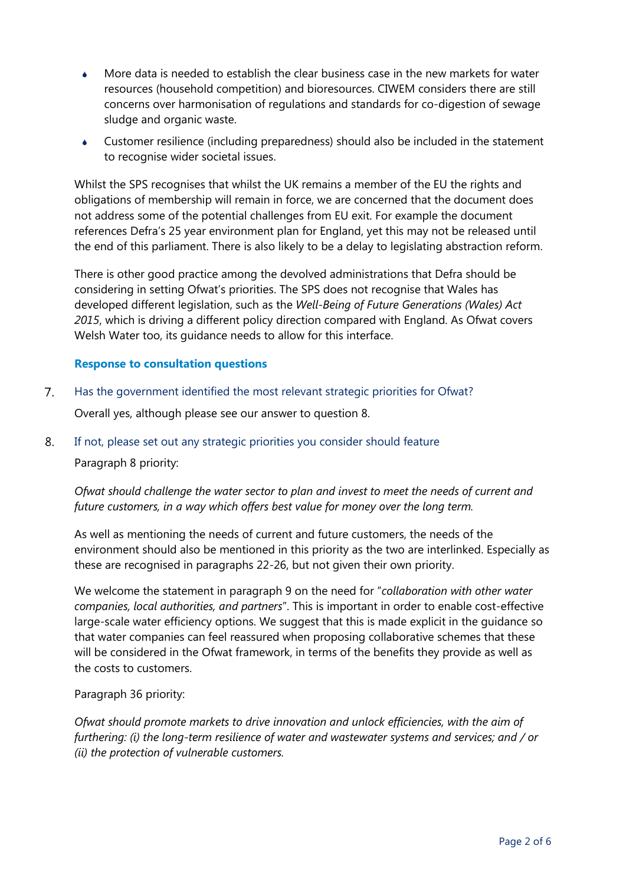- More data is needed to establish the clear business case in the new markets for water resources (household competition) and bioresources. CIWEM considers there are still concerns over harmonisation of regulations and standards for co-digestion of sewage sludge and organic waste.
- Customer resilience (including preparedness) should also be included in the statement to recognise wider societal issues.

Whilst the SPS recognises that whilst the UK remains a member of the EU the rights and obligations of membership will remain in force, we are concerned that the document does not address some of the potential challenges from EU exit. For example the document references Defra's 25 year environment plan for England, yet this may not be released until the end of this parliament. There is also likely to be a delay to legislating abstraction reform.

There is other good practice among the devolved administrations that Defra should be considering in setting Ofwat's priorities. The SPS does not recognise that Wales has developed different legislation, such as the *Well-Being of Future Generations (Wales) Act 2015*, which is driving a different policy direction compared with England. As Ofwat covers Welsh Water too, its guidance needs to allow for this interface.

### Response to consultation questions

7. Has the government identified the most relevant strategic priorities for Ofwat?

   Overall yes, although please see our answer to question 8.

8. If not, please set out any strategic priorities you consider should feature

   Paragraph 8 priority:

   *Ofwat should challenge the water sector to plan and invest to meet the needs of current and future customers, in a way which offers best value for money over the long term.*

   As well as mentioning the needs of current and future customers, the needs of the environment should also be mentioned in this priority as the two are interlinked. Especially as these are recognised in paragraphs 22-26, but not given their own priority.

   We welcome the statement in paragraph 9 on the need for "*collaboration with other water companies, local authorities, and partners*". This is important in order to enable cost-effective large-scale water efficiency options. We suggest that this is made explicit in the guidance so that water companies can feel reassured when proposing collaborative schemes that these will be considered in the Ofwat framework, in terms of the benefits they provide as well as the costs to customers.

   Paragraph 36 priority:

   *Ofwat should promote markets to drive innovation and unlock efficiencies, with the aim of furthering: (i) the long-term resilience of water and wastewater systems and services; and / or (ii) the protection of vulnerable customers.*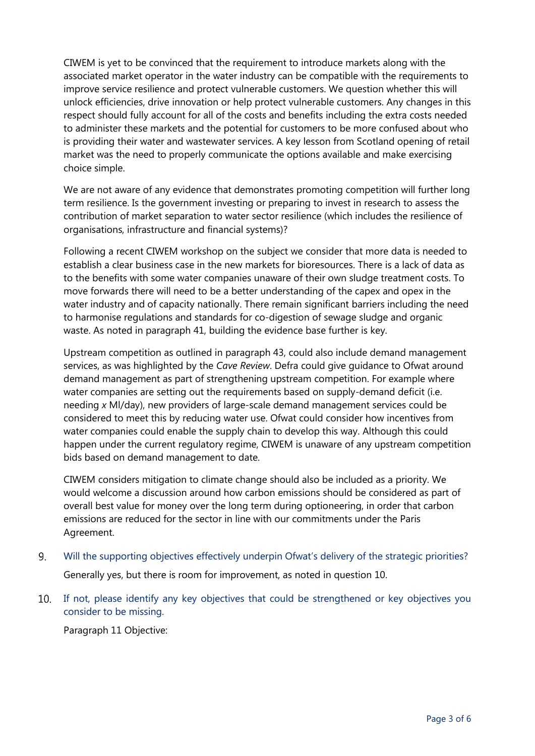CIWEM is yet to be convinced that the requirement to introduce markets along with the associated market operator in the water industry can be compatible with the requirements to improve service resilience and protect vulnerable customers. We question whether this will unlock efficiencies, drive innovation or help protect vulnerable customers. Any changes in this respect should fully account for all of the costs and benefits including the extra costs needed to administer these markets and the potential for customers to be more confused about who is providing their water and wastewater services. A key lesson from Scotland opening of retail market was the need to properly communicate the options available and make exercising choice simple.

We are not aware of any evidence that demonstrates promoting competition will further long term resilience. Is the government investing or preparing to invest in research to assess the contribution of market separation to water sector resilience (which includes the resilience of organisations, infrastructure and financial systems)?

Following a recent CIWEM workshop on the subject we consider that more data is needed to establish a clear business case in the new markets for bioresources. There is a lack of data as to the benefits with some water companies unaware of their own sludge treatment costs. To move forwards there will need to be a better understanding of the capex and opex in the water industry and of capacity nationally. There remain significant barriers including the need to harmonise regulations and standards for co-digestion of sewage sludge and organic waste. As noted in paragraph 41, building the evidence base further is key.

Upstream competition as outlined in paragraph 43, could also include demand management services, as was highlighted by the *Cave Review*. Defra could give guidance to Ofwat around demand management as part of strengthening upstream competition. For example where water companies are setting out the requirements based on supply-demand deficit (i.e. needing *x* Ml/day), new providers of large-scale demand management services could be considered to meet this by reducing water use. Ofwat could consider how incentives from water companies could enable the supply chain to develop this way. Although this could happen under the current regulatory regime, CIWEM is unaware of any upstream competition bids based on demand management to date.

CIWEM considers mitigation to climate change should also be included as a priority. We would welcome a discussion around how carbon emissions should be considered as part of overall best value for money over the long term during optioneering, in order that carbon emissions are reduced for the sector in line with our commitments under the Paris Agreement.

9. Will the supporting objectives effectively underpin Ofwat's delivery of the strategic priorities?

   Generally yes, but there is room for improvement, as noted in question 10.

10. If not, please identify any key objectives that could be strengthened or key objectives you consider to be missing.

    Paragraph 11 Objective: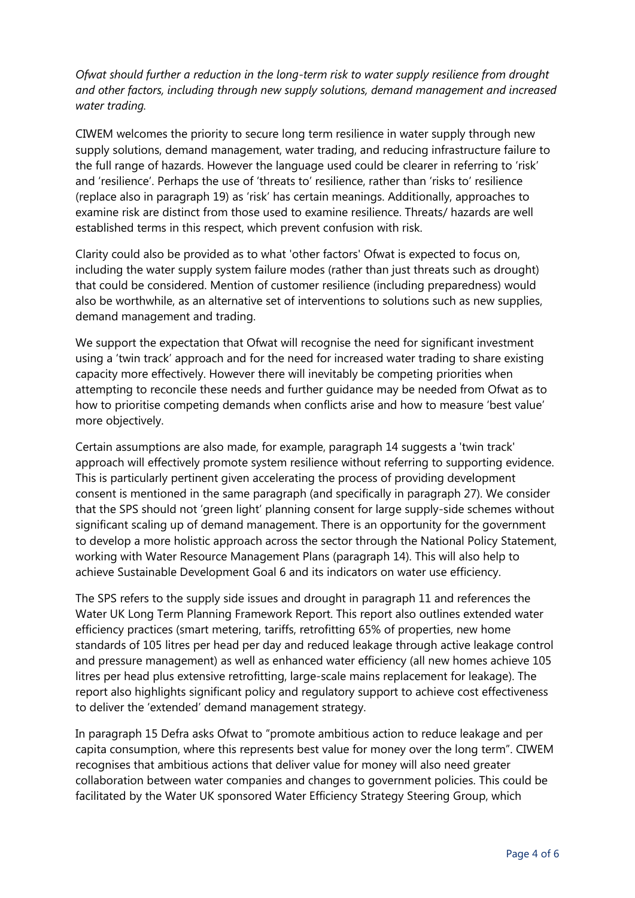*Ofwat should further a reduction in the long-term risk to water supply resilience from drought and other factors, including through new supply solutions, demand management and increased water trading.*

CIWEM welcomes the priority to secure long term resilience in water supply through new supply solutions, demand management, water trading, and reducing infrastructure failure to the full range of hazards. However the language used could be clearer in referring to 'risk' and 'resilience'. Perhaps the use of 'threats to' resilience, rather than 'risks to' resilience (replace also in paragraph 19) as 'risk' has certain meanings. Additionally, approaches to examine risk are distinct from those used to examine resilience. Threats/ hazards are well established terms in this respect, which prevent confusion with risk.

Clarity could also be provided as to what 'other factors' Ofwat is expected to focus on, including the water supply system failure modes (rather than just threats such as drought) that could be considered. Mention of customer resilience (including preparedness) would also be worthwhile, as an alternative set of interventions to solutions such as new supplies, demand management and trading.

We support the expectation that Ofwat will recognise the need for significant investment using a 'twin track' approach and for the need for increased water trading to share existing capacity more effectively. However there will inevitably be competing priorities when attempting to reconcile these needs and further guidance may be needed from Ofwat as to how to prioritise competing demands when conflicts arise and how to measure 'best value' more objectively.

Certain assumptions are also made, for example, paragraph 14 suggests a 'twin track' approach will effectively promote system resilience without referring to supporting evidence. This is particularly pertinent given accelerating the process of providing development consent is mentioned in the same paragraph (and specifically in paragraph 27). We consider that the SPS should not 'green light' planning consent for large supply-side schemes without significant scaling up of demand management. There is an opportunity for the government to develop a more holistic approach across the sector through the National Policy Statement, working with Water Resource Management Plans (paragraph 14). This will also help to achieve Sustainable Development Goal 6 and its indicators on water use efficiency.

The SPS refers to the supply side issues and drought in paragraph 11 and references the Water UK Long Term Planning Framework Report. This report also outlines extended water efficiency practices (smart metering, tariffs, retrofitting 65% of properties, new home standards of 105 litres per head per day and reduced leakage through active leakage control and pressure management) as well as enhanced water efficiency (all new homes achieve 105 litres per head plus extensive retrofitting, large-scale mains replacement for leakage). The report also highlights significant policy and regulatory support to achieve cost effectiveness to deliver the 'extended' demand management strategy.

In paragraph 15 Defra asks Ofwat to "promote ambitious action to reduce leakage and per capita consumption, where this represents best value for money over the long term". CIWEM recognises that ambitious actions that deliver value for money will also need greater collaboration between water companies and changes to government policies. This could be facilitated by the Water UK sponsored Water Efficiency Strategy Steering Group, which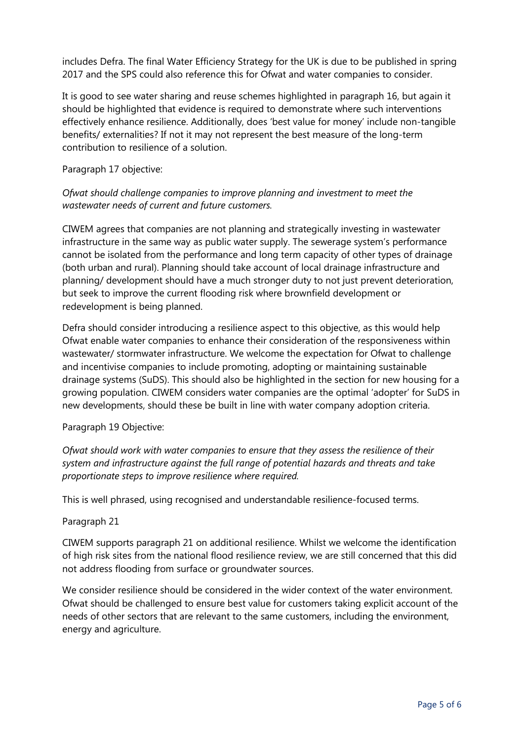includes Defra. The final Water Efficiency Strategy for the UK is due to be published in spring 2017 and the SPS could also reference this for Ofwat and water companies to consider.

It is good to see water sharing and reuse schemes highlighted in paragraph 16, but again it should be highlighted that evidence is required to demonstrate where such interventions effectively enhance resilience. Additionally, does 'best value for money' include non-tangible benefits/ externalities? If not it may not represent the best measure of the long-term contribution to resilience of a solution.

Paragraph 17 objective:

*Ofwat should challenge companies to improve planning and investment to meet the wastewater needs of current and future customers.*

CIWEM agrees that companies are not planning and strategically investing in wastewater infrastructure in the same way as public water supply. The sewerage system's performance cannot be isolated from the performance and long term capacity of other types of drainage (both urban and rural). Planning should take account of local drainage infrastructure and planning/ development should have a much stronger duty to not just prevent deterioration, but seek to improve the current flooding risk where brownfield development or redevelopment is being planned.

Defra should consider introducing a resilience aspect to this objective, as this would help Ofwat enable water companies to enhance their consideration of the responsiveness within wastewater/ stormwater infrastructure. We welcome the expectation for Ofwat to challenge and incentivise companies to include promoting, adopting or maintaining sustainable drainage systems (SuDS). This should also be highlighted in the section for new housing for a growing population. CIWEM considers water companies are the optimal 'adopter' for SuDS in new developments, should these be built in line with water company adoption criteria.

Paragraph 19 Objective:

*Ofwat should work with water companies to ensure that they assess the resilience of their system and infrastructure against the full range of potential hazards and threats and take proportionate steps to improve resilience where required.*

This is well phrased, using recognised and understandable resilience-focused terms.

Paragraph 21

CIWEM supports paragraph 21 on additional resilience. Whilst we welcome the identification of high risk sites from the national flood resilience review, we are still concerned that this did not address flooding from surface or groundwater sources.

We consider resilience should be considered in the wider context of the water environment. Ofwat should be challenged to ensure best value for customers taking explicit account of the needs of other sectors that are relevant to the same customers, including the environment, energy and agriculture.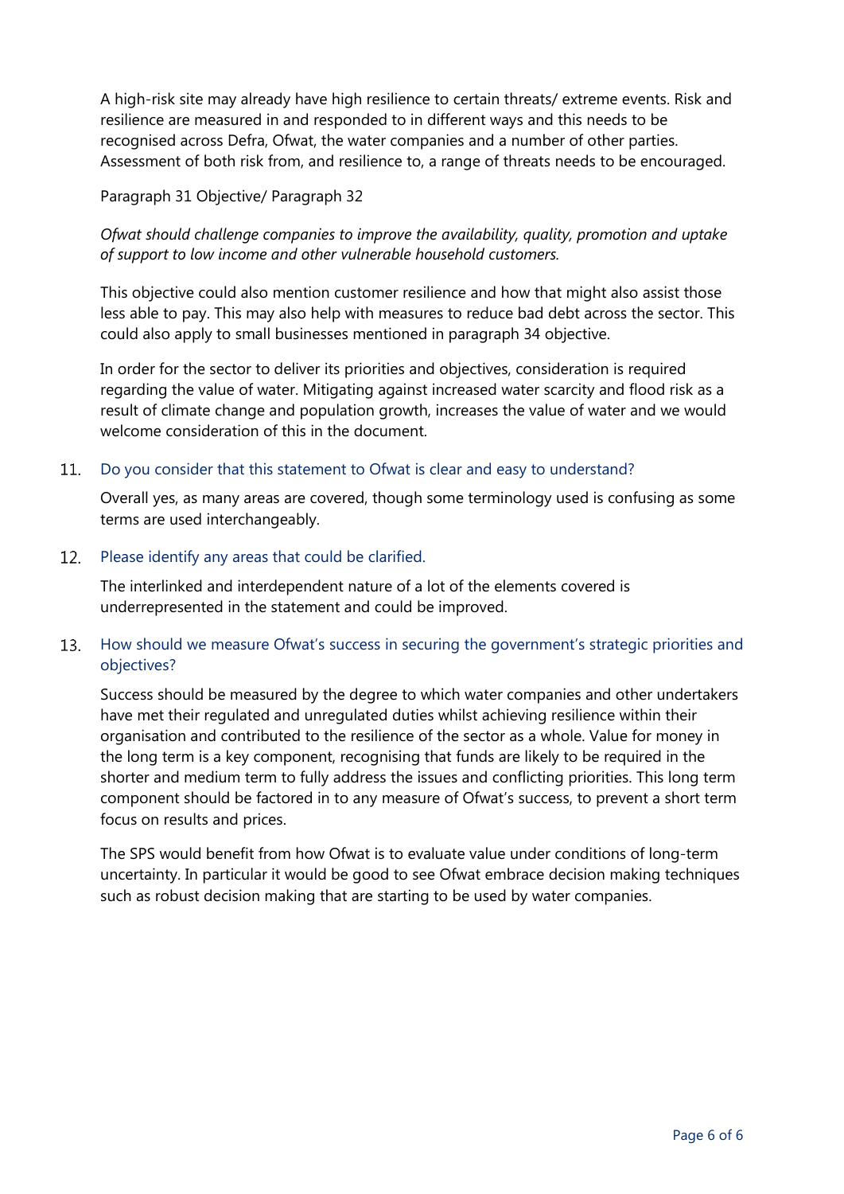A high-risk site may already have high resilience to certain threats/ extreme events. Risk and resilience are measured in and responded to in different ways and this needs to be recognised across Defra, Ofwat, the water companies and a number of other parties. Assessment of both risk from, and resilience to, a range of threats needs to be encouraged.

Paragraph 31 Objective/ Paragraph 32

*Ofwat should challenge companies to improve the availability, quality, promotion and uptake of support to low income and other vulnerable household customers.*

This objective could also mention customer resilience and how that might also assist those less able to pay. This may also help with measures to reduce bad debt across the sector. This could also apply to small businesses mentioned in paragraph 34 objective.

In order for the sector to deliver its priorities and objectives, consideration is required regarding the value of water. Mitigating against increased water scarcity and flood risk as a result of climate change and population growth, increases the value of water and we would welcome consideration of this in the document.

11. Do you consider that this statement to Ofwat is clear and easy to understand?

Overall yes, as many areas are covered, though some terminology used is confusing as some terms are used interchangeably.

12. Please identify any areas that could be clarified.

The interlinked and interdependent nature of a lot of the elements covered is underrepresented in the statement and could be improved.

13. How should we measure Ofwat's success in securing the government's strategic priorities and objectives?

Success should be measured by the degree to which water companies and other undertakers have met their regulated and unregulated duties whilst achieving resilience within their organisation and contributed to the resilience of the sector as a whole. Value for money in the long term is a key component, recognising that funds are likely to be required in the shorter and medium term to fully address the issues and conflicting priorities. This long term component should be factored in to any measure of Ofwat's success, to prevent a short term focus on results and prices.

The SPS would benefit from how Ofwat is to evaluate value under conditions of long-term uncertainty. In particular it would be good to see Ofwat embrace decision making techniques such as robust decision making that are starting to be used by water companies.